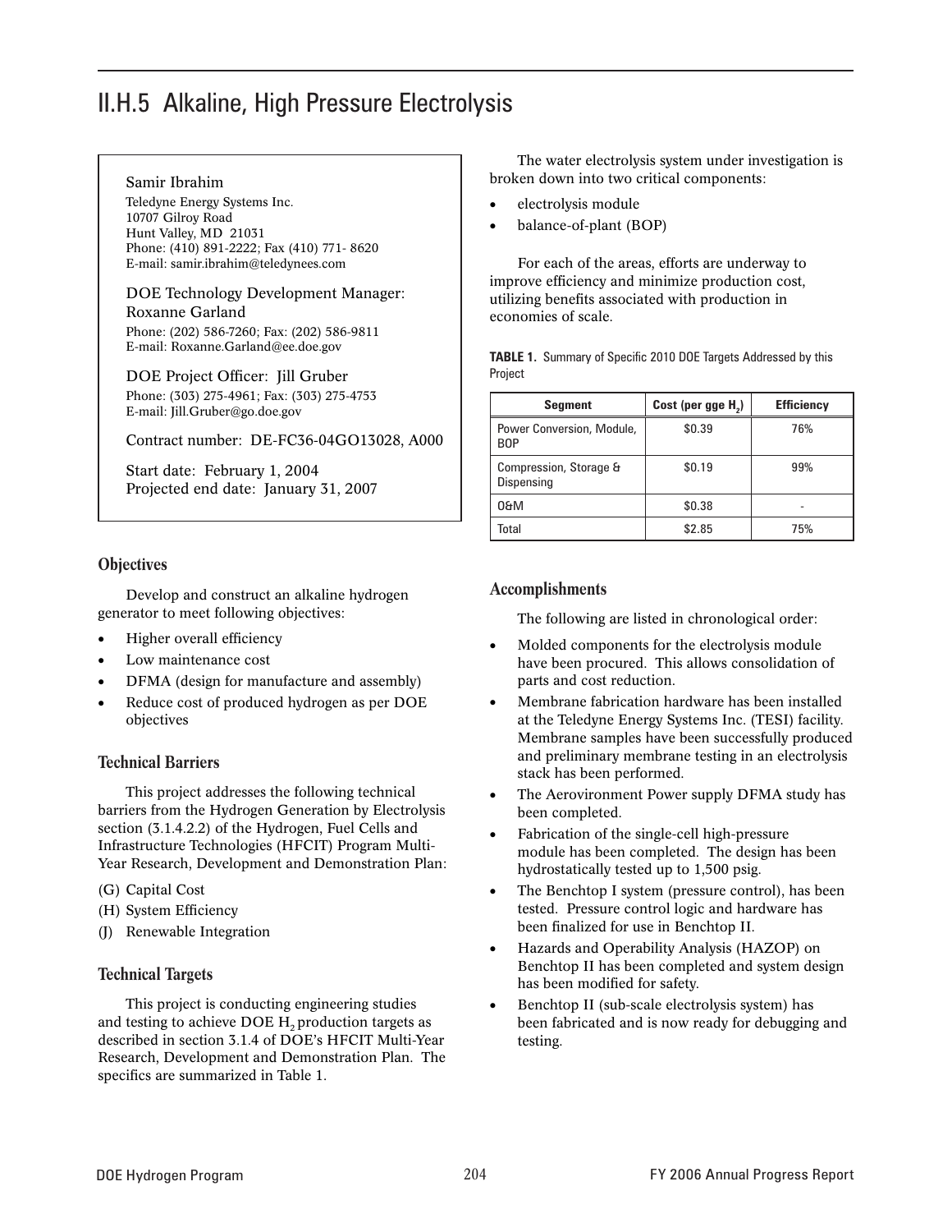# II.H.5 Alkaline, High Pressure Electrolysis

Samir Ibrahim
Teledyne Energy Systems Inc.
10707 Gilroy Road
Hunt Valley, MD 21031
Phone: (410) 891-2222; Fax (410) 771- 8620
E-mail: samir.ibrahim@teledynees.com

DOE Technology Development Manager:
Roxanne Garland
Phone: (202) 586-7260; Fax: (202) 586-9811
E-mail: Roxanne.Garland@ee.doe.gov

DOE Project Officer: Jill Gruber
Phone: (303) 275-4961; Fax: (303) 275-4753
E-mail: Jill.Gruber@go.doe.gov

Contract number: DE-FC36-04GO13028, A000

Start date: February 1, 2004
Projected end date: January 31, 2007

## Objectives

Develop and construct an alkaline hydrogen generator to meet following objectives:

- Higher overall efficiency
- Low maintenance cost
- DFMA (design for manufacture and assembly)
- Reduce cost of produced hydrogen as per DOE objectives

## Technical Barriers

This project addresses the following technical barriers from the Hydrogen Generation by Electrolysis section (3.1.4.2.2) of the Hydrogen, Fuel Cells and Infrastructure Technologies (HFCIT) Program Multi-Year Research, Development and Demonstration Plan:

(G) Capital Cost
(H) System Efficiency
(J) Renewable Integration

## Technical Targets

This project is conducting engineering studies and testing to achieve DOE $H_2$ production targets as described in section 3.1.4 of DOE's HFCIT Multi-Year Research, Development and Demonstration Plan. The specifics are summarized in Table 1.

The water electrolysis system under investigation is broken down into two critical components:

- electrolysis module
- balance-of-plant (BOP)

For each of the areas, efforts are underway to improve efficiency and minimize production cost, utilizing benefits associated with production in economies of scale.

**TABLE 1.** Summary of Specific 2010 DOE Targets Addressed by this Project

| Segment | Cost (per gge $H_2$) | Efficiency |
|---|---|---|
| Power Conversion, Module, BOP | $0.39 | 76% |
| Compression, Storage & Dispensing | $0.19 | 99% |
| O&M | $0.38 | - |
| Total | $2.85 | 75% |

## Accomplishments

The following are listed in chronological order:

- Molded components for the electrolysis module have been procured. This allows consolidation of parts and cost reduction.
- Membrane fabrication hardware has been installed at the Teledyne Energy Systems Inc. (TESI) facility. Membrane samples have been successfully produced and preliminary membrane testing in an electrolysis stack has been performed.
- The Aerovironment Power supply DFMA study has been completed.
- Fabrication of the single-cell high-pressure module has been completed. The design has been hydrostatically tested up to 1,500 psig.
- The Benchtop I system (pressure control), has been tested. Pressure control logic and hardware has been finalized for use in Benchtop II.
- Hazards and Operability Analysis (HAZOP) on Benchtop II has been completed and system design has been modified for safety.
- Benchtop II (sub-scale electrolysis system) has been fabricated and is now ready for debugging and testing.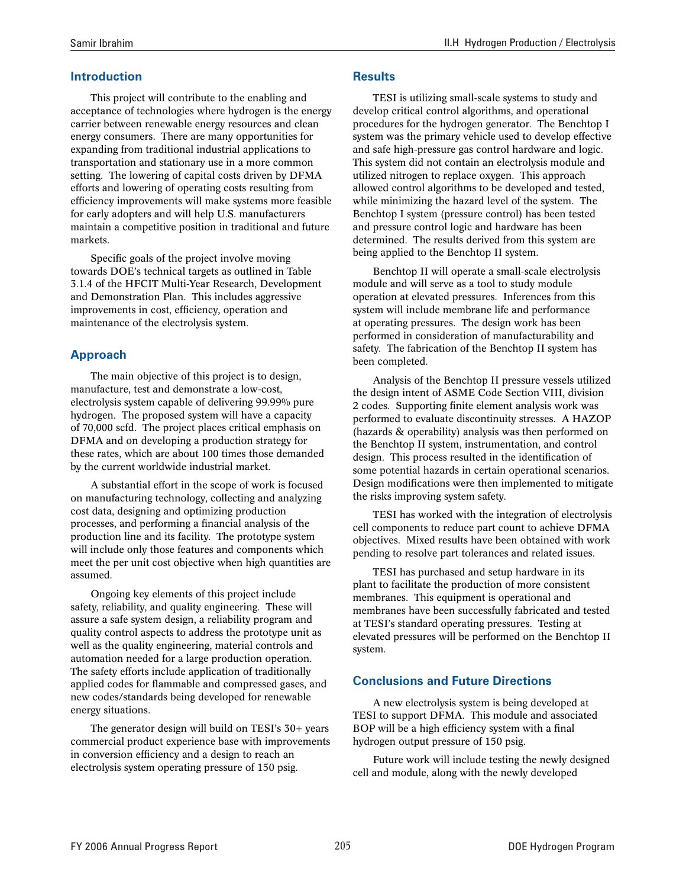## Introduction

This project will contribute to the enabling and acceptance of technologies where hydrogen is the energy carrier between renewable energy resources and clean energy consumers. There are many opportunities for expanding from traditional industrial applications to transportation and stationary use in a more common setting. The lowering of capital costs driven by DFMA efforts and lowering of operating costs resulting from efficiency improvements will make systems more feasible for early adopters and will help U.S. manufacturers maintain a competitive position in traditional and future markets.

Specific goals of the project involve moving towards DOE's technical targets as outlined in Table 3.1.4 of the HFCIT Multi-Year Research, Development and Demonstration Plan. This includes aggressive improvements in cost, efficiency, operation and maintenance of the electrolysis system.

## Approach

The main objective of this project is to design, manufacture, test and demonstrate a low-cost, electrolysis system capable of delivering 99.99% pure hydrogen. The proposed system will have a capacity of 70,000 scfd. The project places critical emphasis on DFMA and on developing a production strategy for these rates, which are about 100 times those demanded by the current worldwide industrial market.

A substantial effort in the scope of work is focused on manufacturing technology, collecting and analyzing cost data, designing and optimizing production processes, and performing a financial analysis of the production line and its facility. The prototype system will include only those features and components which meet the per unit cost objective when high quantities are assumed.

Ongoing key elements of this project include safety, reliability, and quality engineering. These will assure a safe system design, a reliability program and quality control aspects to address the prototype unit as well as the quality engineering, material controls and automation needed for a large production operation. The safety efforts include application of traditionally applied codes for flammable and compressed gases, and new codes/standards being developed for renewable energy situations.

The generator design will build on TESI's 30+ years commercial product experience base with improvements in conversion efficiency and a design to reach an electrolysis system operating pressure of 150 psig.

## Results

TESI is utilizing small-scale systems to study and develop critical control algorithms, and operational procedures for the hydrogen generator. The Benchtop I system was the primary vehicle used to develop effective and safe high-pressure gas control hardware and logic. This system did not contain an electrolysis module and utilized nitrogen to replace oxygen. This approach allowed control algorithms to be developed and tested, while minimizing the hazard level of the system. The Benchtop I system (pressure control) has been tested and pressure control logic and hardware has been determined. The results derived from this system are being applied to the Benchtop II system.

Benchtop II will operate a small-scale electrolysis module and will serve as a tool to study module operation at elevated pressures. Inferences from this system will include membrane life and performance at operating pressures. The design work has been performed in consideration of manufacturability and safety. The fabrication of the Benchtop II system has been completed.

Analysis of the Benchtop II pressure vessels utilized the design intent of ASME Code Section VIII, division 2 codes. Supporting finite element analysis work was performed to evaluate discontinuity stresses. A HAZOP (hazards & operability) analysis was then performed on the Benchtop II system, instrumentation, and control design. This process resulted in the identification of some potential hazards in certain operational scenarios. Design modifications were then implemented to mitigate the risks improving system safety.

TESI has worked with the integration of electrolysis cell components to reduce part count to achieve DFMA objectives. Mixed results have been obtained with work pending to resolve part tolerances and related issues.

TESI has purchased and setup hardware in its plant to facilitate the production of more consistent membranes. This equipment is operational and membranes have been successfully fabricated and tested at TESI's standard operating pressures. Testing at elevated pressures will be performed on the Benchtop II system.

## Conclusions and Future Directions

A new electrolysis system is being developed at TESI to support DFMA. This module and associated BOP will be a high efficiency system with a final hydrogen output pressure of 150 psig.

Future work will include testing the newly designed cell and module, along with the newly developed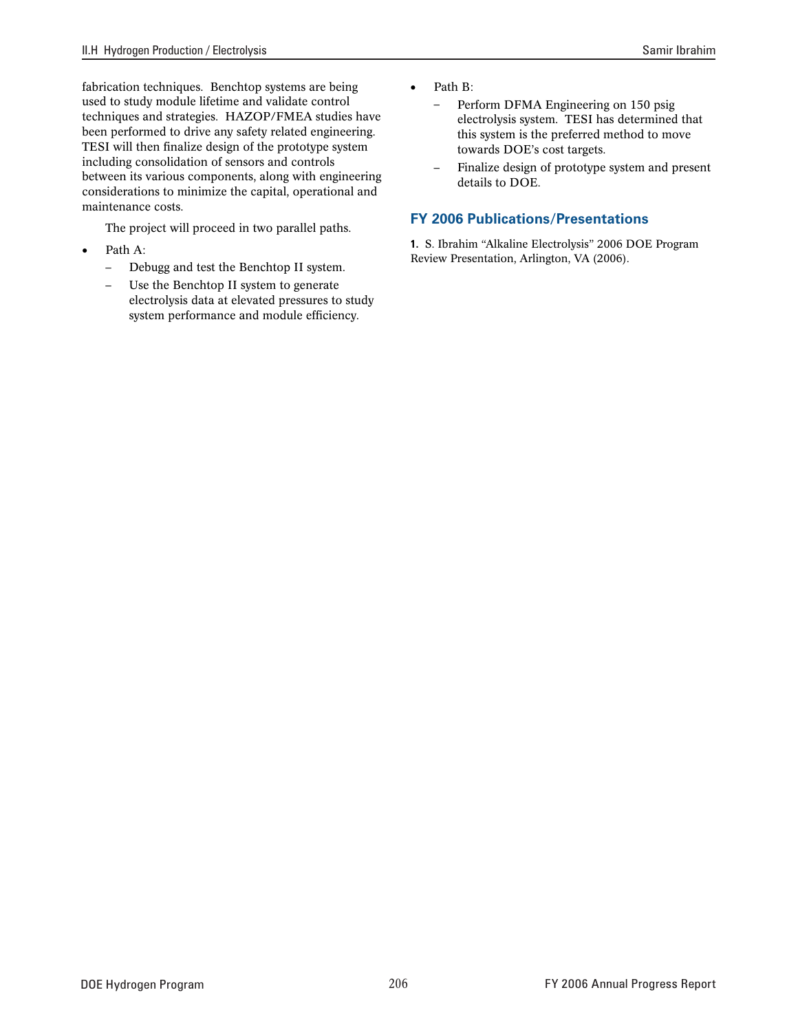fabrication techniques. Benchtop systems are being used to study module lifetime and validate control techniques and strategies. HAZOP/FMEA studies have been performed to drive any safety related engineering. TESI will then finalize design of the prototype system including consolidation of sensors and controls between its various components, along with engineering considerations to minimize the capital, operational and maintenance costs.

The project will proceed in two parallel paths.

- Path A:
  - Debugg and test the Benchtop II system.
  - Use the Benchtop II system to generate electrolysis data at elevated pressures to study system performance and module efficiency.
- Path B:
  - Perform DFMA Engineering on 150 psig electrolysis system. TESI has determined that this system is the preferred method to move towards DOE's cost targets.
  - Finalize design of prototype system and present details to DOE.

## FY 2006 Publications/Presentations

**1.** S. Ibrahim "Alkaline Electrolysis" 2006 DOE Program Review Presentation, Arlington, VA (2006).